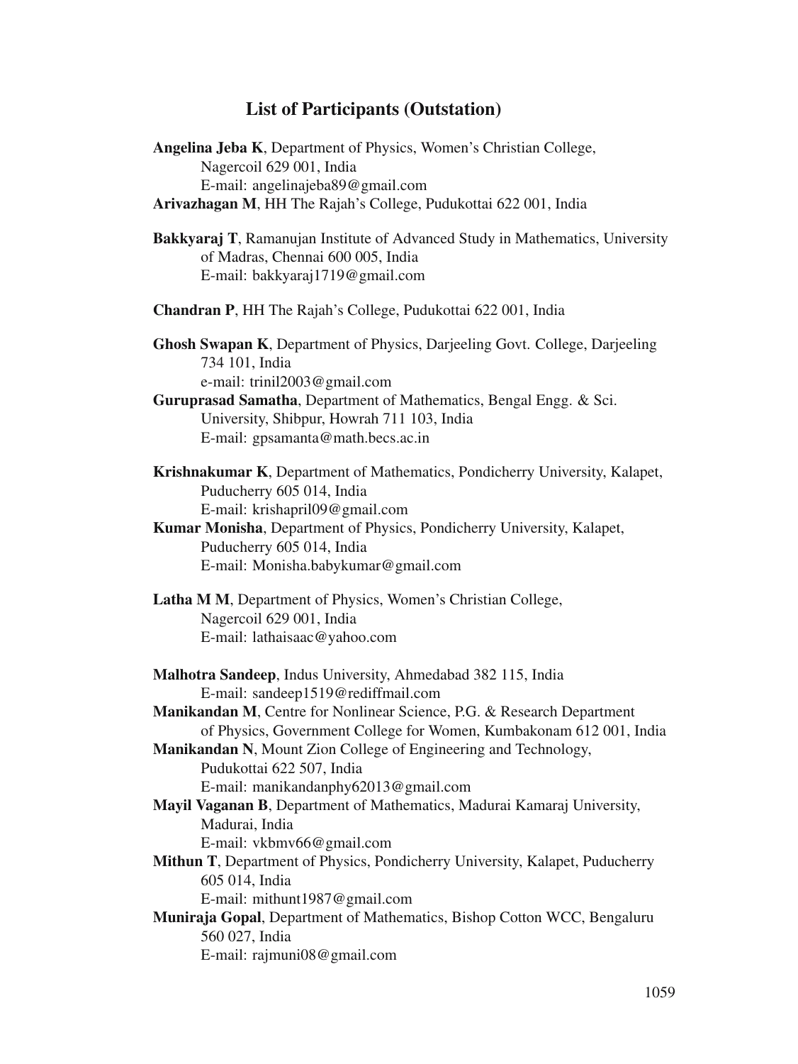## List of Participants (Outstation)

**Angelina Jeba K**, Department of Physics, Women's Christian College, Nagercoil 629 001, India
E-mail: angelinajeba89@gmail.com

**Arivazhagan M**, HH The Rajah's College, Pudukottai 622 001, India

**Bakkyaraj T**, Ramanujan Institute of Advanced Study in Mathematics, University of Madras, Chennai 600 005, India
E-mail: bakkyaraj1719@gmail.com

**Chandran P**, HH The Rajah's College, Pudukottai 622 001, India

**Ghosh Swapan K**, Department of Physics, Darjeeling Govt. College, Darjeeling 734 101, India
e-mail: trinil2003@gmail.com

**Guruprasad Samatha**, Department of Mathematics, Bengal Engg. & Sci. University, Shibpur, Howrah 711 103, India
E-mail: gpsamanta@math.becs.ac.in

**Krishnakumar K**, Department of Mathematics, Pondicherry University, Kalapet, Puducherry 605 014, India
E-mail: krishapril09@gmail.com

**Kumar Monisha**, Department of Physics, Pondicherry University, Kalapet, Puducherry 605 014, India
E-mail: Monisha.babykumar@gmail.com

**Latha M M**, Department of Physics, Women's Christian College, Nagercoil 629 001, India
E-mail: lathaisaac@yahoo.com

**Malhotra Sandeep**, Indus University, Ahmedabad 382 115, India
E-mail: sandeep1519@rediffmail.com

**Manikandan M**, Centre for Nonlinear Science, P.G. & Research Department of Physics, Government College for Women, Kumbakonam 612 001, India

**Manikandan N**, Mount Zion College of Engineering and Technology, Pudukottai 622 507, India
E-mail: manikandanphy62013@gmail.com

**Mayil Vaganan B**, Department of Mathematics, Madurai Kamaraj University, Madurai, India
E-mail: vkbmv66@gmail.com

**Mithun T**, Department of Physics, Pondicherry University, Kalapet, Puducherry 605 014, India
E-mail: mithunt1987@gmail.com

**Muniraja Gopal**, Department of Mathematics, Bishop Cotton WCC, Bengaluru 560 027, India
E-mail: rajmuni08@gmail.com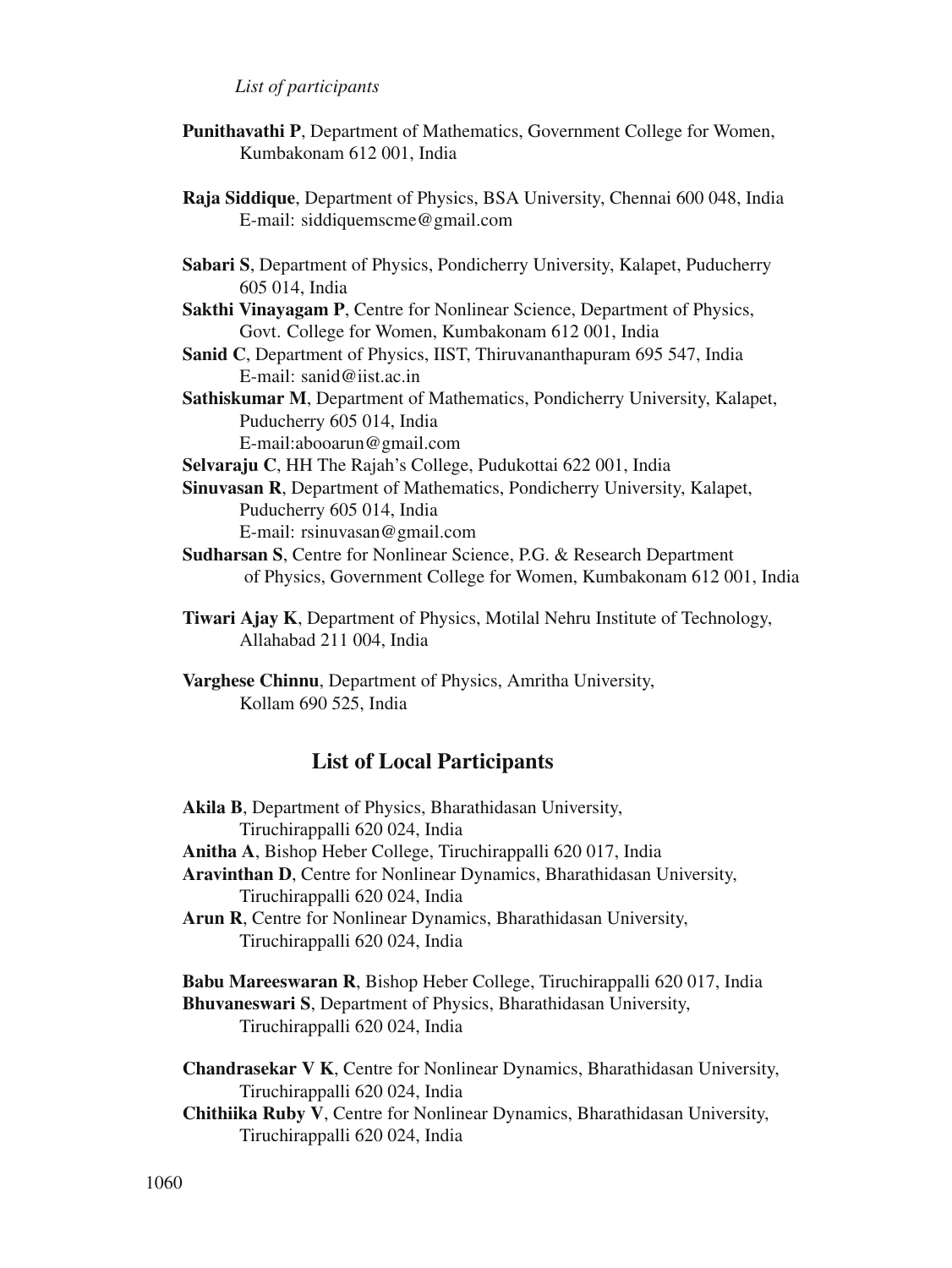**Punithavathi P**, Department of Mathematics, Government College for Women, Kumbakonam 612 001, India

**Raja Siddique**, Department of Physics, BSA University, Chennai 600 048, India
E-mail: siddiquemscme@gmail.com

**Sabari S**, Department of Physics, Pondicherry University, Kalapet, Puducherry 605 014, India

**Sakthi Vinayagam P**, Centre for Nonlinear Science, Department of Physics, Govt. College for Women, Kumbakonam 612 001, India

**Sanid C**, Department of Physics, IIST, Thiruvananthapuram 695 547, India
E-mail: sanid@iist.ac.in

**Sathiskumar M**, Department of Mathematics, Pondicherry University, Kalapet, Puducherry 605 014, India
E-mail:abooarun@gmail.com

**Selvaraju C**, HH The Rajah's College, Pudukottai 622 001, India

**Sinuvasan R**, Department of Mathematics, Pondicherry University, Kalapet, Puducherry 605 014, India
E-mail: rsinuvasan@gmail.com

**Sudharsan S**, Centre for Nonlinear Science, P.G. & Research Department of Physics, Government College for Women, Kumbakonam 612 001, India

**Tiwari Ajay K**, Department of Physics, Motilal Nehru Institute of Technology, Allahabad 211 004, India

**Varghese Chinnu**, Department of Physics, Amritha University, Kollam 690 525, India

## List of Local Participants

**Akila B**, Department of Physics, Bharathidasan University, Tiruchirappalli 620 024, India

**Anitha A**, Bishop Heber College, Tiruchirappalli 620 017, India

**Aravinthan D**, Centre for Nonlinear Dynamics, Bharathidasan University, Tiruchirappalli 620 024, India

**Arun R**, Centre for Nonlinear Dynamics, Bharathidasan University, Tiruchirappalli 620 024, India

**Babu Mareeswaran R**, Bishop Heber College, Tiruchirappalli 620 017, India

**Bhuvaneswari S**, Department of Physics, Bharathidasan University, Tiruchirappalli 620 024, India

**Chandrasekar V K**, Centre for Nonlinear Dynamics, Bharathidasan University, Tiruchirappalli 620 024, India

**Chithiika Ruby V**, Centre for Nonlinear Dynamics, Bharathidasan University, Tiruchirappalli 620 024, India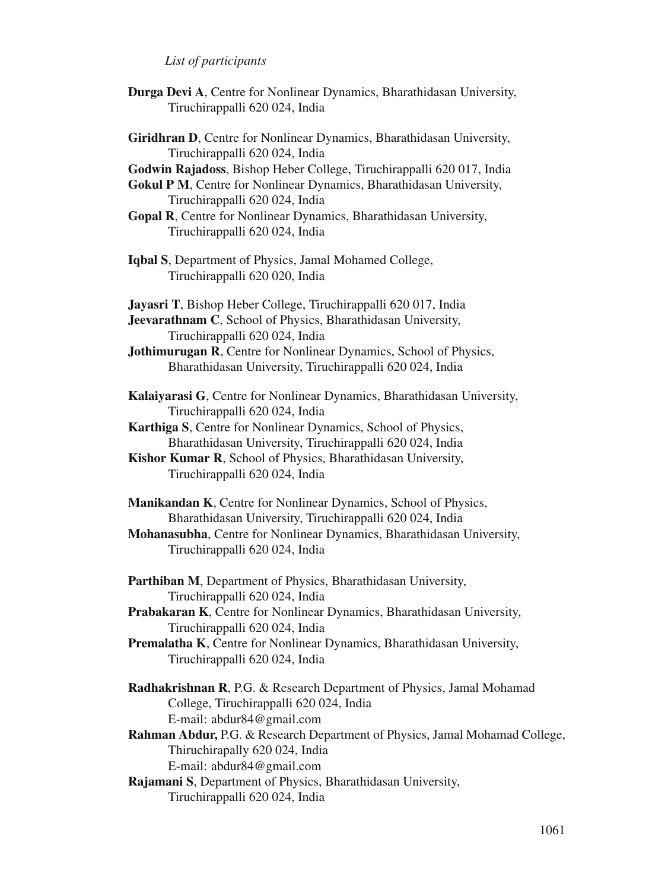**Durga Devi A**, Centre for Nonlinear Dynamics, Bharathidasan University, Tiruchirappalli 620 024, India

**Giridhran D**, Centre for Nonlinear Dynamics, Bharathidasan University, Tiruchirappalli 620 024, India

**Godwin Rajadoss**, Bishop Heber College, Tiruchirappalli 620 017, India

**Gokul P M**, Centre for Nonlinear Dynamics, Bharathidasan University, Tiruchirappalli 620 024, India

**Gopal R**, Centre for Nonlinear Dynamics, Bharathidasan University, Tiruchirappalli 620 024, India

**Iqbal S**, Department of Physics, Jamal Mohamed College, Tiruchirappalli 620 020, India

**Jayasri T**, Bishop Heber College, Tiruchirappalli 620 017, India

**Jeevarathnam C**, School of Physics, Bharathidasan University, Tiruchirappalli 620 024, India

**Jothimurugan R**, Centre for Nonlinear Dynamics, School of Physics, Bharathidasan University, Tiruchirappalli 620 024, India

**Kalaiyarasi G**, Centre for Nonlinear Dynamics, Bharathidasan University, Tiruchirappalli 620 024, India

**Karthiga S**, Centre for Nonlinear Dynamics, School of Physics, Bharathidasan University, Tiruchirappalli 620 024, India

**Kishor Kumar R**, School of Physics, Bharathidasan University, Tiruchirappalli 620 024, India

**Manikandan K**, Centre for Nonlinear Dynamics, School of Physics, Bharathidasan University, Tiruchirappalli 620 024, India

**Mohanasubha**, Centre for Nonlinear Dynamics, Bharathidasan University, Tiruchirappalli 620 024, India

**Parthiban M**, Department of Physics, Bharathidasan University, Tiruchirappalli 620 024, India

**Prabakaran K**, Centre for Nonlinear Dynamics, Bharathidasan University, Tiruchirappalli 620 024, India

**Premalatha K**, Centre for Nonlinear Dynamics, Bharathidasan University, Tiruchirappalli 620 024, India

**Radhakrishnan R**, P.G. & Research Department of Physics, Jamal Mohamad College, Tiruchirappalli 620 024, India
E-mail: abdur84@gmail.com

**Rahman Abdur,** P.G. & Research Department of Physics, Jamal Mohamad College, Thiruchirapally 620 024, India
E-mail: abdur84@gmail.com

**Rajamani S**, Department of Physics, Bharathidasan University, Tiruchirappalli 620 024, India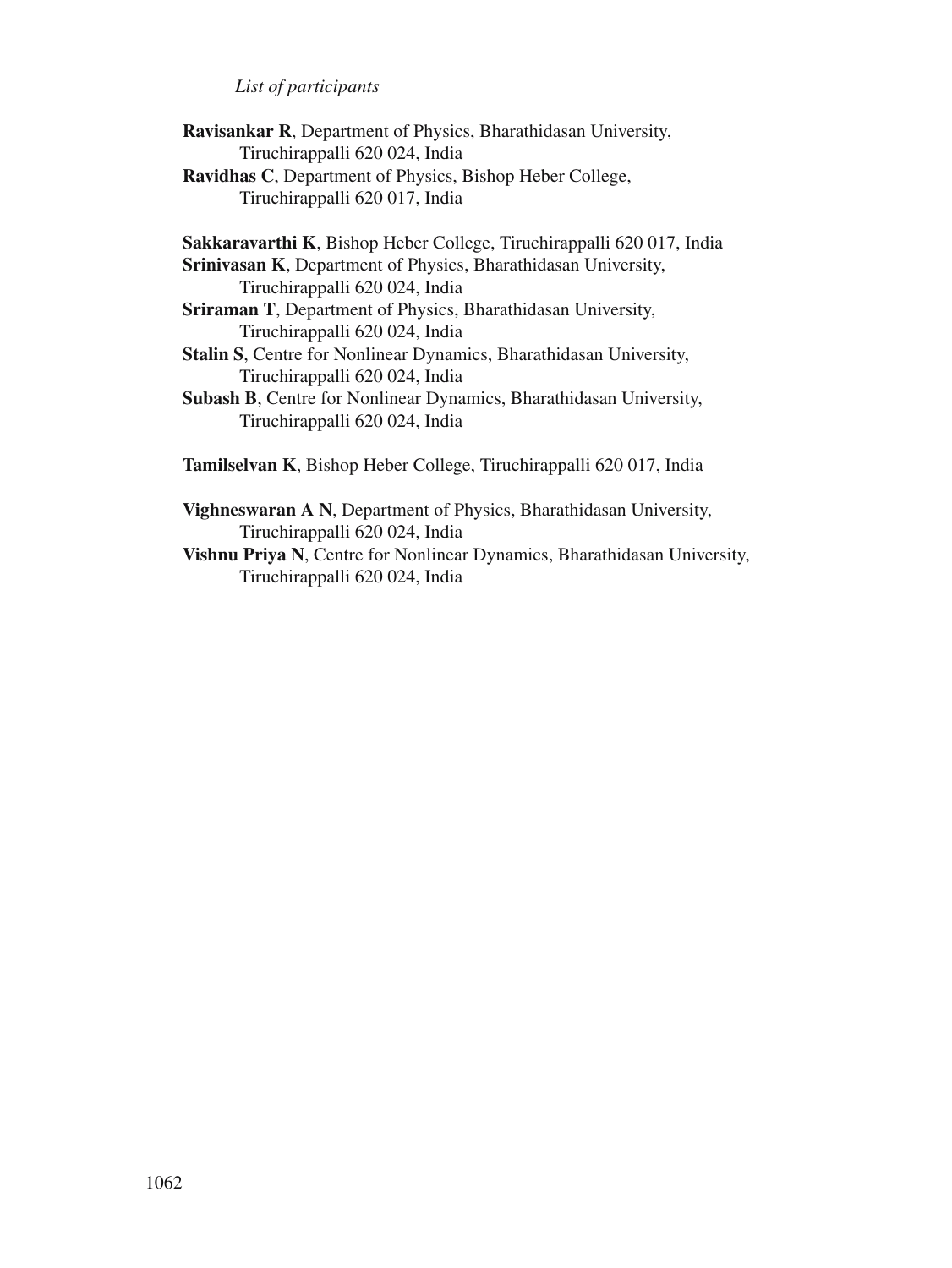**Ravisankar R**, Department of Physics, Bharathidasan University, Tiruchirappalli 620 024, India

**Ravidhas C**, Department of Physics, Bishop Heber College, Tiruchirappalli 620 017, India

**Sakkaravarthi K**, Bishop Heber College, Tiruchirappalli 620 017, India

**Srinivasan K**, Department of Physics, Bharathidasan University, Tiruchirappalli 620 024, India

**Sriraman T**, Department of Physics, Bharathidasan University, Tiruchirappalli 620 024, India

**Stalin S**, Centre for Nonlinear Dynamics, Bharathidasan University, Tiruchirappalli 620 024, India

**Subash B**, Centre for Nonlinear Dynamics, Bharathidasan University, Tiruchirappalli 620 024, India

**Tamilselvan K**, Bishop Heber College, Tiruchirappalli 620 017, India

**Vighneswaran A N**, Department of Physics, Bharathidasan University, Tiruchirappalli 620 024, India

**Vishnu Priya N**, Centre for Nonlinear Dynamics, Bharathidasan University, Tiruchirappalli 620 024, India